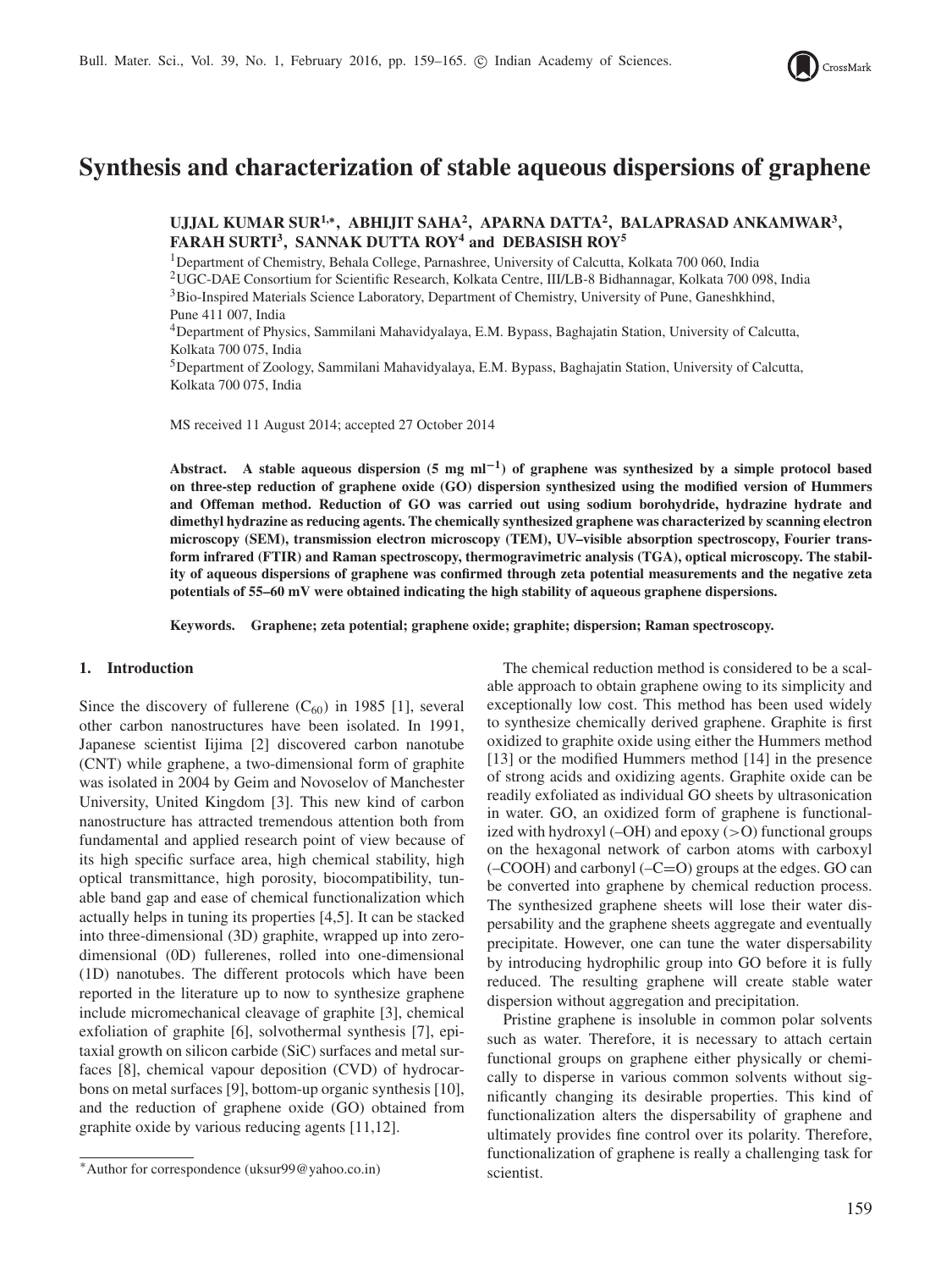// Note: running header/journal metadata line omitted per rules.

# Synthesis and characterization of stable aqueous dispersions of graphene

**UJJAL KUMAR SUR[1,*], ABHIJIT SAHA[2], APARNA DATTA[2], BALAPRASAD ANKAMWAR[3], FARAH SURTI[3], SANNAK DUTTA ROY[4] and DEBASISH ROY[5]**

[1]Department of Chemistry, Behala College, Parnashree, University of Calcutta, Kolkata 700 060, India
[2]UGC-DAE Consortium for Scientific Research, Kolkata Centre, III/LB-8 Bidhannagar, Kolkata 700 098, India
[3]Bio-Inspired Materials Science Laboratory, Department of Chemistry, University of Pune, Ganeshkhind, Pune 411 007, India
[4]Department of Physics, Sammilani Mahavidyalaya, E.M. Bypass, Baghajatin Station, University of Calcutta, Kolkata 700 075, India
[5]Department of Zoology, Sammilani Mahavidyalaya, E.M. Bypass, Baghajatin Station, University of Calcutta, Kolkata 700 075, India

MS received 11 August 2014; accepted 27 October 2014

**Abstract. A stable aqueous dispersion (5 mg $ml^{-1}$) of graphene was synthesized by a simple protocol based on three-step reduction of graphene oxide (GO) dispersion synthesized using the modified version of Hummers and Offeman method. Reduction of GO was carried out using sodium borohydride, hydrazine hydrate and dimethyl hydrazine as reducing agents. The chemically synthesized graphene was characterized by scanning electron microscopy (SEM), transmission electron microscopy (TEM), UV–visible absorption spectroscopy, Fourier transform infrared (FTIR) and Raman spectroscopy, thermogravimetric analysis (TGA), optical microscopy. The stability of aqueous dispersions of graphene was confirmed through zeta potential measurements and the negative zeta potentials of 55–60 mV were obtained indicating the high stability of aqueous graphene dispersions.**

**Keywords. Graphene; zeta potential; graphene oxide; graphite; dispersion; Raman spectroscopy.**

## 1. Introduction

Since the discovery of fullerene ($C_{60}$) in 1985 [1], several other carbon nanostructures have been isolated. In 1991, Japanese scientist Iijima [2] discovered carbon nanotube (CNT) while graphene, a two-dimensional form of graphite was isolated in 2004 by Geim and Novoselov of Manchester University, United Kingdom [3]. This new kind of carbon nanostructure has attracted tremendous attention both from fundamental and applied research point of view because of its high specific surface area, high chemical stability, high optical transmittance, high porosity, biocompatibility, tunable band gap and ease of chemical functionalization which actually helps in tuning its properties [4,5]. It can be stacked into three-dimensional (3D) graphite, wrapped up into zero-dimensional (0D) fullerenes, rolled into one-dimensional (1D) nanotubes. The different protocols which have been reported in the literature up to now to synthesize graphene include micromechanical cleavage of graphite [3], chemical exfoliation of graphite [6], solvothermal synthesis [7], epitaxial growth on silicon carbide (SiC) surfaces and metal surfaces [8], chemical vapour deposition (CVD) of hydrocarbons on metal surfaces [9], bottom-up organic synthesis [10], and the reduction of graphene oxide (GO) obtained from graphite oxide by various reducing agents [11,12].

The chemical reduction method is considered to be a scalable approach to obtain graphene owing to its simplicity and exceptionally low cost. This method has been used widely to synthesize chemically derived graphene. Graphite is first oxidized to graphite oxide using either the Hummers method [13] or the modified Hummers method [14] in the presence of strong acids and oxidizing agents. Graphite oxide can be readily exfoliated as individual GO sheets by ultrasonication in water. GO, an oxidized form of graphene is functionalized with hydroxyl (–OH) and epoxy (>O) functional groups on the hexagonal network of carbon atoms with carboxyl (–COOH) and carbonyl (–C=O) groups at the edges. GO can be converted into graphene by chemical reduction process. The synthesized graphene sheets will lose their water dispersability and the graphene sheets aggregate and eventually precipitate. However, one can tune the water dispersability by introducing hydrophilic group into GO before it is fully reduced. The resulting graphene will create stable water dispersion without aggregation and precipitation.

Pristine graphene is insoluble in common polar solvents such as water. Therefore, it is necessary to attach certain functional groups on graphene either physically or chemically to disperse in various common solvents without significantly changing its desirable properties. This kind of functionalization alters the dispersability of graphene and ultimately provides fine control over its polarity. Therefore, functionalization of graphene is really a challenging task for scientist.

*Author for correspondence (uksur99@yahoo.co.in)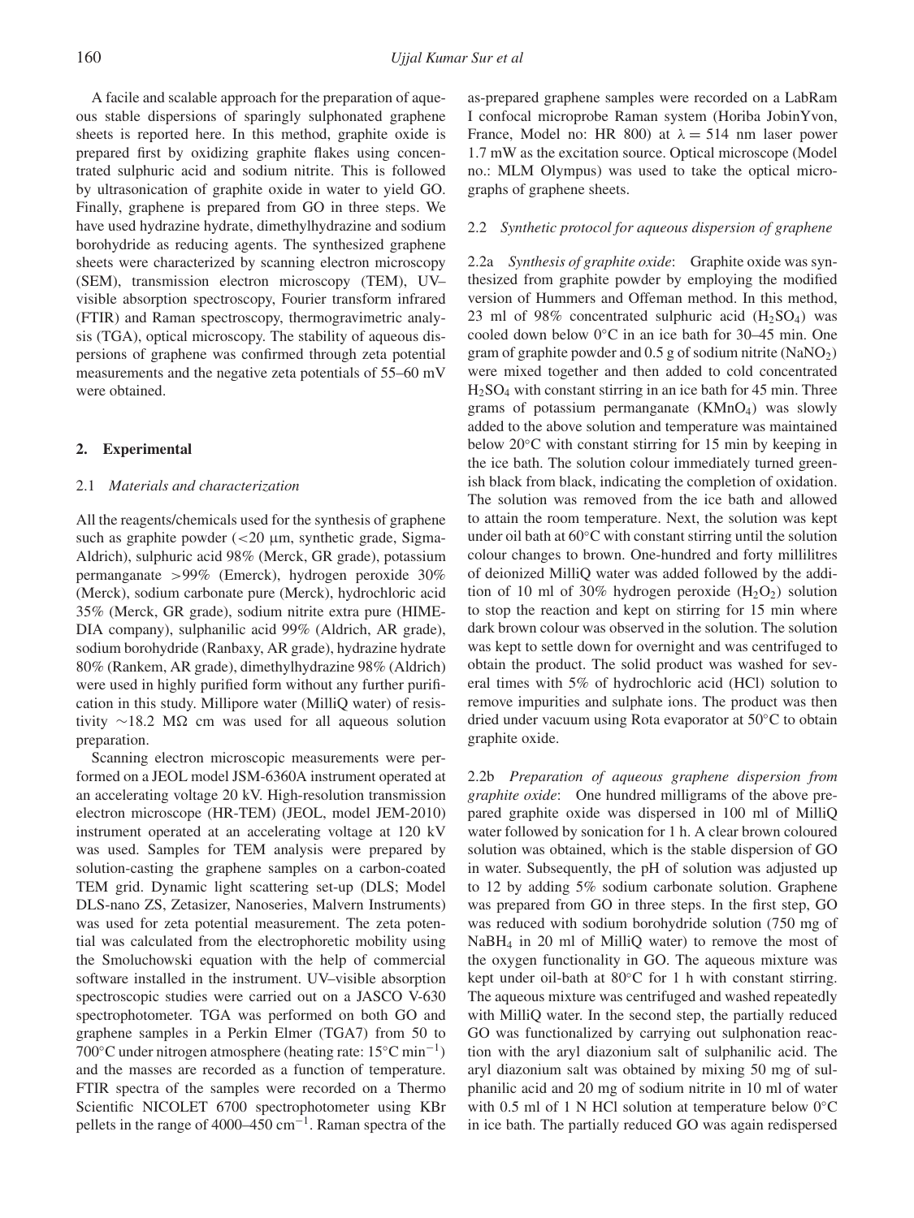A facile and scalable approach for the preparation of aqueous stable dispersions of sparingly sulphonated graphene sheets is reported here. In this method, graphite oxide is prepared first by oxidizing graphite flakes using concentrated sulphuric acid and sodium nitrite. This is followed by ultrasonication of graphite oxide in water to yield GO. Finally, graphene is prepared from GO in three steps. We have used hydrazine hydrate, dimethylhydrazine and sodium borohydride as reducing agents. The synthesized graphene sheets were characterized by scanning electron microscopy (SEM), transmission electron microscopy (TEM), UV–visible absorption spectroscopy, Fourier transform infrared (FTIR) and Raman spectroscopy, thermogravimetric analysis (TGA), optical microscopy. The stability of aqueous dispersions of graphene was confirmed through zeta potential measurements and the negative zeta potentials of 55–60 mV were obtained.

## 2. Experimental

### 2.1 *Materials and characterization*

All the reagents/chemicals used for the synthesis of graphene such as graphite powder (<20 μm, synthetic grade, Sigma-Aldrich), sulphuric acid 98% (Merck, GR grade), potassium permanganate >99% (Emerck), hydrogen peroxide 30% (Merck), sodium carbonate pure (Merck), hydrochloric acid 35% (Merck, GR grade), sodium nitrite extra pure (HIMEDIA company), sulphanilic acid 99% (Aldrich, AR grade), sodium borohydride (Ranbaxy, AR grade), hydrazine hydrate 80% (Rankem, AR grade), dimethylhydrazine 98% (Aldrich) were used in highly purified form without any further purification in this study. Millipore water (MilliQ water) of resistivity ∼18.2 MΩ cm was used for all aqueous solution preparation.

Scanning electron microscopic measurements were performed on a JEOL model JSM-6360A instrument operated at an accelerating voltage 20 kV. High-resolution transmission electron microscope (HR-TEM) (JEOL, model JEM-2010) instrument operated at an accelerating voltage at 120 kV was used. Samples for TEM analysis were prepared by solution-casting the graphene samples on a carbon-coated TEM grid. Dynamic light scattering set-up (DLS; Model DLS-nano ZS, Zetasizer, Nanoseries, Malvern Instruments) was used for zeta potential measurement. The zeta potential was calculated from the electrophoretic mobility using the Smoluchowski equation with the help of commercial software installed in the instrument. UV–visible absorption spectroscopic studies were carried out on a JASCO V-630 spectrophotometer. TGA was performed on both GO and graphene samples in a Perkin Elmer (TGA7) from 50 to 700°C under nitrogen atmosphere (heating rate: 15°C $min^{-1}$) and the masses are recorded as a function of temperature. FTIR spectra of the samples were recorded on a Thermo Scientific NICOLET 6700 spectrophotometer using KBr pellets in the range of 4000–450 $cm^{-1}$. Raman spectra of the as-prepared graphene samples were recorded on a LabRam I confocal microprobe Raman system (Horiba JobinYvon, France, Model no: HR 800) at $\lambda = 514$ nm laser power 1.7 mW as the excitation source. Optical microscope (Model no.: MLM Olympus) was used to take the optical micrographs of graphene sheets.

### 2.2 *Synthetic protocol for aqueous dispersion of graphene*

2.2a *Synthesis of graphite oxide*: Graphite oxide was synthesized from graphite powder by employing the modified version of Hummers and Offeman method. In this method, 23 ml of 98% concentrated sulphuric acid ($H_2SO_4$) was cooled down below 0°C in an ice bath for 30–45 min. One gram of graphite powder and 0.5 g of sodium nitrite ($NaNO_2$) were mixed together and then added to cold concentrated $H_2SO_4$ with constant stirring in an ice bath for 45 min. Three grams of potassium permanganate ($KMnO_4$) was slowly added to the above solution and temperature was maintained below 20°C with constant stirring for 15 min by keeping in the ice bath. The solution colour immediately turned greenish black from black, indicating the completion of oxidation. The solution was removed from the ice bath and allowed to attain the room temperature. Next, the solution was kept under oil bath at 60°C with constant stirring until the solution colour changes to brown. One-hundred and forty millilitres of deionized MilliQ water was added followed by the addition of 10 ml of 30% hydrogen peroxide ($H_2O_2$) solution to stop the reaction and kept on stirring for 15 min where dark brown colour was observed in the solution. The solution was kept to settle down for overnight and was centrifuged to obtain the product. The solid product was washed for several times with 5% of hydrochloric acid (HCl) solution to remove impurities and sulphate ions. The product was then dried under vacuum using Rota evaporator at 50°C to obtain graphite oxide.

2.2b *Preparation of aqueous graphene dispersion from graphite oxide*: One hundred milligrams of the above prepared graphite oxide was dispersed in 100 ml of MilliQ water followed by sonication for 1 h. A clear brown coloured solution was obtained, which is the stable dispersion of GO in water. Subsequently, the pH of solution was adjusted up to 12 by adding 5% sodium carbonate solution. Graphene was prepared from GO in three steps. In the first step, GO was reduced with sodium borohydride solution (750 mg of $NaBH_4$ in 20 ml of MilliQ water) to remove the most of the oxygen functionality in GO. The aqueous mixture was kept under oil-bath at 80°C for 1 h with constant stirring. The aqueous mixture was centrifuged and washed repeatedly with MilliQ water. In the second step, the partially reduced GO was functionalized by carrying out sulphonation reaction with the aryl diazonium salt of sulphanilic acid. The aryl diazonium salt was obtained by mixing 50 mg of sulphanilic acid and 20 mg of sodium nitrite in 10 ml of water with 0.5 ml of 1 N HCl solution at temperature below 0°C in ice bath. The partially reduced GO was again redispersed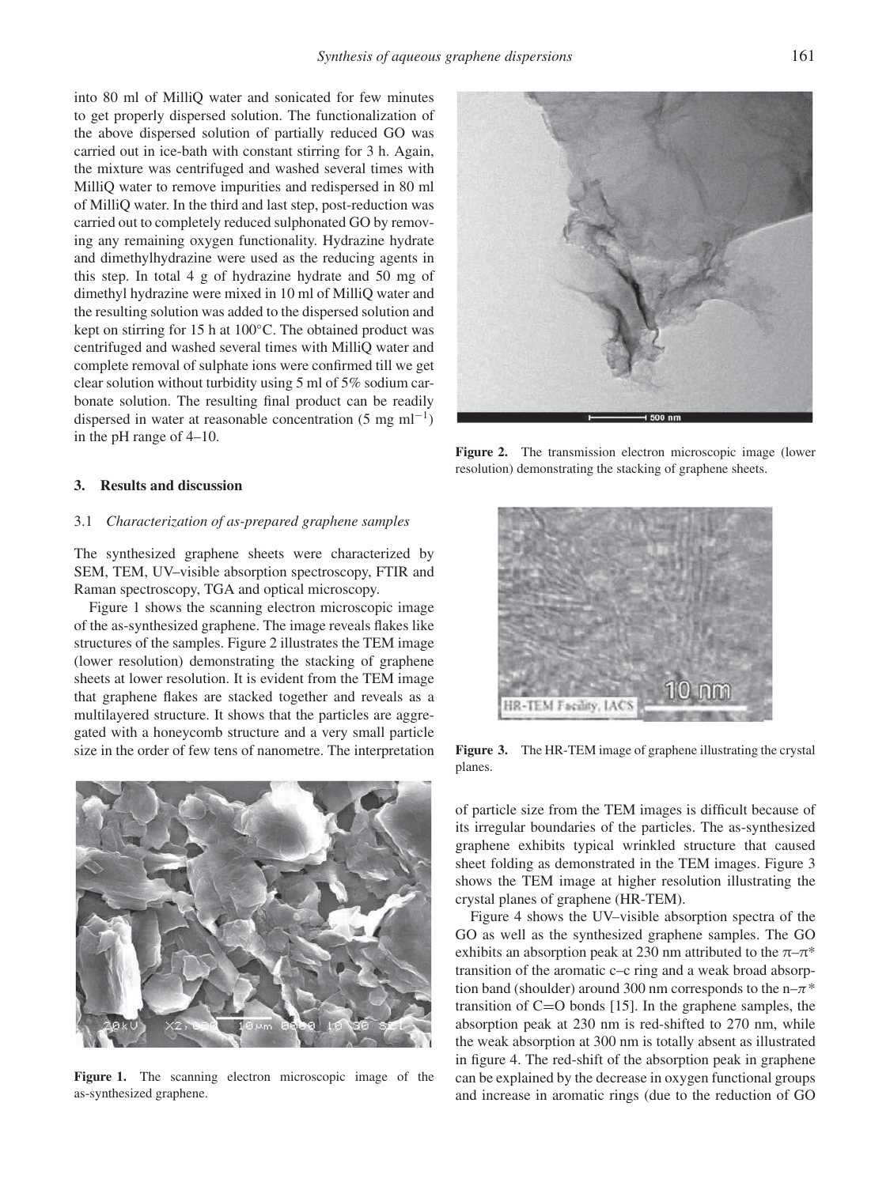into 80 ml of MilliQ water and sonicated for few minutes to get properly dispersed solution. The functionalization of the above dispersed solution of partially reduced GO was carried out in ice-bath with constant stirring for 3 h. Again, the mixture was centrifuged and washed several times with MilliQ water to remove impurities and redispersed in 80 ml of MilliQ water. In the third and last step, post-reduction was carried out to completely reduced sulphonated GO by removing any remaining oxygen functionality. Hydrazine hydrate and dimethylhydrazine were used as the reducing agents in this step. In total 4 g of hydrazine hydrate and 50 mg of dimethyl hydrazine were mixed in 10 ml of MilliQ water and the resulting solution was added to the dispersed solution and kept on stirring for 15 h at 100°C. The obtained product was centrifuged and washed several times with MilliQ water and complete removal of sulphate ions were confirmed till we get clear solution without turbidity using 5 ml of 5% sodium carbonate solution. The resulting final product can be readily dispersed in water at reasonable concentration (5 mg $ml^{-1}$) in the pH range of 4–10.

## 3. Results and discussion

### 3.1 *Characterization of as-prepared graphene samples*

The synthesized graphene sheets were characterized by SEM, TEM, UV–visible absorption spectroscopy, FTIR and Raman spectroscopy, TGA and optical microscopy.

Figure 1 shows the scanning electron microscopic image of the as-synthesized graphene. The image reveals flakes like structures of the samples. Figure 2 illustrates the TEM image (lower resolution) demonstrating the stacking of graphene sheets at lower resolution. It is evident from the TEM image that graphene flakes are stacked together and reveals as a multilayered structure. It shows that the particles are aggregated with a honeycomb structure and a very small particle size in the order of few tens of nanometre. The interpretation of particle size from the TEM images is difficult because of its irregular boundaries of the particles. The as-synthesized graphene exhibits typical wrinkled structure that caused sheet folding as demonstrated in the TEM images. Figure 3 shows the TEM image at higher resolution illustrating the crystal planes of graphene (HR-TEM).

**Figure 1.** The scanning electron microscopic image of the as-synthesized graphene.

**Figure 2.** The transmission electron microscopic image (lower resolution) demonstrating the stacking of graphene sheets.

**Figure 3.** The HR-TEM image of graphene illustrating the crystal planes.

Figure 4 shows the UV–visible absorption spectra of the GO as well as the synthesized graphene samples. The GO exhibits an absorption peak at 230 nm attributed to the $\pi$–$\pi$* transition of the aromatic c–c ring and a weak broad absorption band (shoulder) around 300 nm corresponds to the n–$\pi$* transition of C=O bonds [15]. In the graphene samples, the absorption peak at 230 nm is red-shifted to 270 nm, while the weak absorption at 300 nm is totally absent as illustrated in figure 4. The red-shift of the absorption peak in graphene can be explained by the decrease in oxygen functional groups and increase in aromatic rings (due to the reduction of GO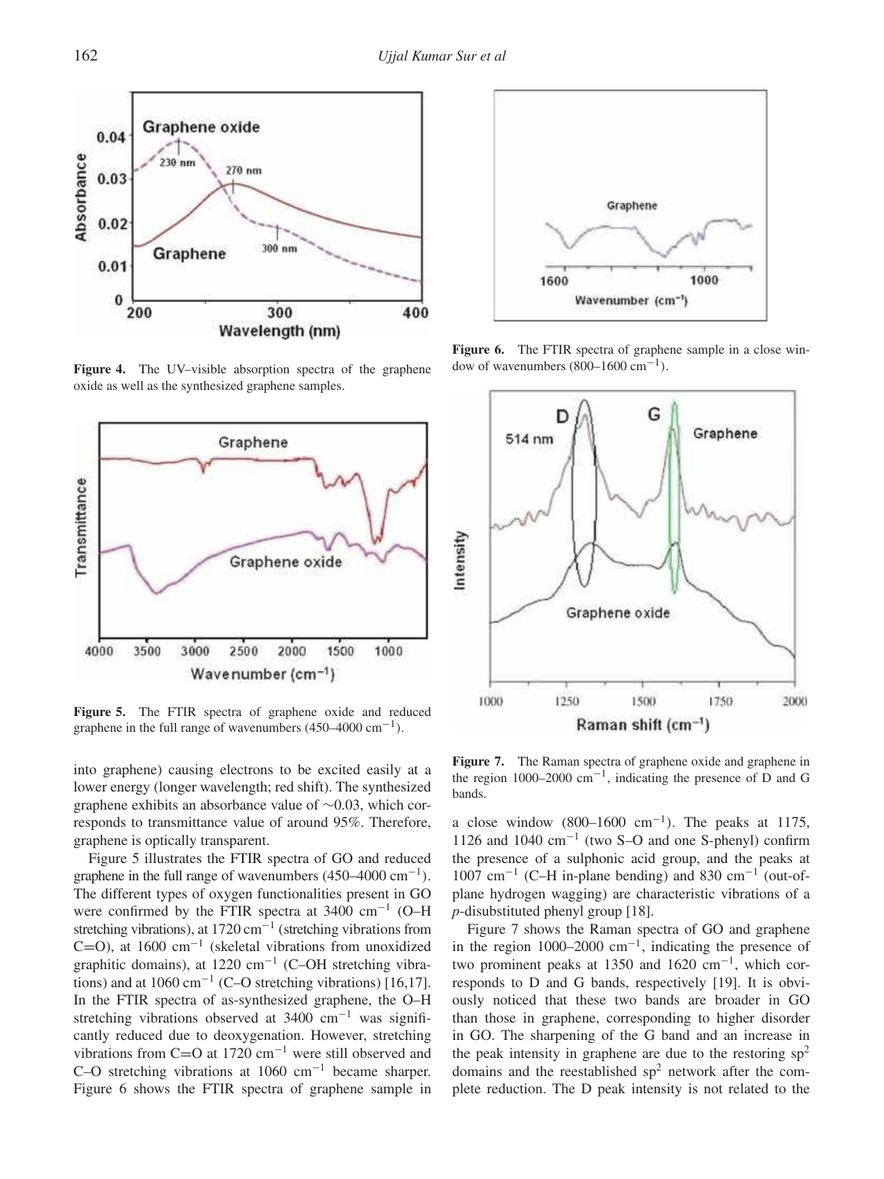**Figure 4.** The UV–visible absorption spectra of the graphene oxide as well as the synthesized graphene samples.

**Figure 5.** The FTIR spectra of graphene oxide and reduced graphene in the full range of wavenumbers (450–4000 $cm^{-1}$).

**Figure 6.** The FTIR spectra of graphene sample in a close window of wavenumbers (800–1600 $cm^{-1}$).

**Figure 7.** The Raman spectra of graphene oxide and graphene in the region 1000–2000 $cm^{-1}$, indicating the presence of D and G bands.

into graphene) causing electrons to be excited easily at a lower energy (longer wavelength; red shift). The synthesized graphene exhibits an absorbance value of ~0.03, which corresponds to transmittance value of around 95%. Therefore, graphene is optically transparent.

Figure 5 illustrates the FTIR spectra of GO and reduced graphene in the full range of wavenumbers (450–4000 $cm^{-1}$). The different types of oxygen functionalities present in GO were confirmed by the FTIR spectra at 3400 $cm^{-1}$ (O–H stretching vibrations), at 1720 $cm^{-1}$ (stretching vibrations from C=O), at 1600 $cm^{-1}$ (skeletal vibrations from unoxidized graphitic domains), at 1220 $cm^{-1}$ (C–OH stretching vibrations) and at 1060 $cm^{-1}$ (C–O stretching vibrations) [16,17]. In the FTIR spectra of as-synthesized graphene, the O–H stretching vibrations observed at 3400 $cm^{-1}$ was significantly reduced due to deoxygenation. However, stretching vibrations from C=O at 1720 $cm^{-1}$ were still observed and C–O stretching vibrations at 1060 $cm^{-1}$ became sharper. Figure 6 shows the FTIR spectra of graphene sample in a close window (800–1600 $cm^{-1}$). The peaks at 1175, 1126 and 1040 $cm^{-1}$ (two S–O and one S-phenyl) confirm the presence of a sulphonic acid group, and the peaks at 1007 $cm^{-1}$ (C–H in-plane bending) and 830 $cm^{-1}$ (out-of-plane hydrogen wagging) are characteristic vibrations of a *p*-disubstituted phenyl group [18].

Figure 7 shows the Raman spectra of GO and graphene in the region 1000–2000 $cm^{-1}$, indicating the presence of two prominent peaks at 1350 and 1620 $cm^{-1}$, which corresponds to D and G bands, respectively [19]. It is obviously noticed that these two bands are broader in GO than those in graphene, corresponding to higher disorder in GO. The sharpening of the G band and an increase in the peak intensity in graphene are due to the restoring $sp^2$ domains and the reestablished $sp^2$ network after the complete reduction. The D peak intensity is not related to the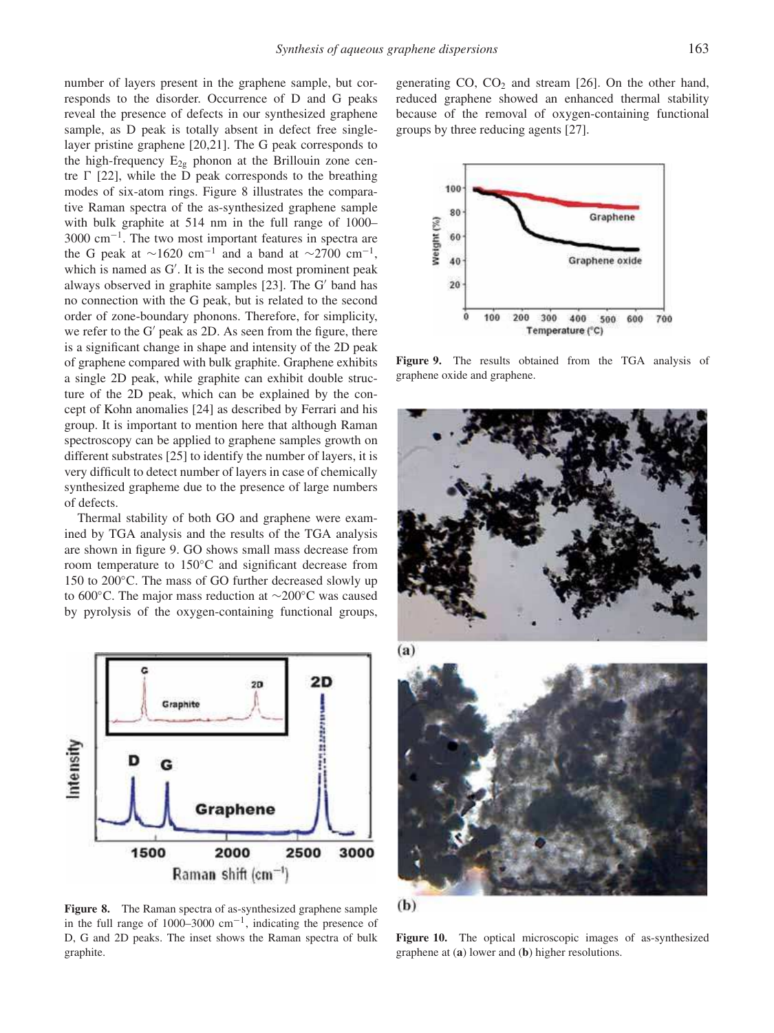number of layers present in the graphene sample, but corresponds to the disorder. Occurrence of D and G peaks reveal the presence of defects in our synthesized graphene sample, as D peak is totally absent in defect free single-layer pristine graphene [20,21]. The G peak corresponds to the high-frequency $E_{2g}$ phonon at the Brillouin zone centre Γ [22], while the D peak corresponds to the breathing modes of six-atom rings. Figure 8 illustrates the comparative Raman spectra of the as-synthesized graphene sample with bulk graphite at 514 nm in the full range of 1000–3000 $cm^{-1}$. The two most important features in spectra are the G peak at ∼1620 $cm^{-1}$ and a band at ∼2700 $cm^{-1}$, which is named as G′. It is the second most prominent peak always observed in graphite samples [23]. The G′ band has no connection with the G peak, but is related to the second order of zone-boundary phonons. Therefore, for simplicity, we refer to the G′ peak as 2D. As seen from the figure, there is a significant change in shape and intensity of the 2D peak of graphene compared with bulk graphite. Graphene exhibits a single 2D peak, while graphite can exhibit double structure of the 2D peak, which can be explained by the concept of Kohn anomalies [24] as described by Ferrari and his group. It is important to mention here that although Raman spectroscopy can be applied to graphene samples growth on different substrates [25] to identify the number of layers, it is very difficult to detect number of layers in case of chemically synthesized grapheme due to the presence of large numbers of defects.

Thermal stability of both GO and graphene were examined by TGA analysis and the results of the TGA analysis are shown in figure 9. GO shows small mass decrease from room temperature to 150°C and significant decrease from 150 to 200°C. The mass of GO further decreased slowly up to 600°C. The major mass reduction at ∼200°C was caused by pyrolysis of the oxygen-containing functional groups, generating CO, $CO_2$ and stream [26]. On the other hand, reduced graphene showed an enhanced thermal stability because of the removal of oxygen-containing functional groups by three reducing agents [27].

**Figure 8.** The Raman spectra of as-synthesized graphene sample in the full range of 1000–3000 $cm^{-1}$, indicating the presence of D, G and 2D peaks. The inset shows the Raman spectra of bulk graphite.

**Figure 9.** The results obtained from the TGA analysis of graphene oxide and graphene.

**Figure 10.** The optical microscopic images of as-synthesized graphene at (**a**) lower and (**b**) higher resolutions.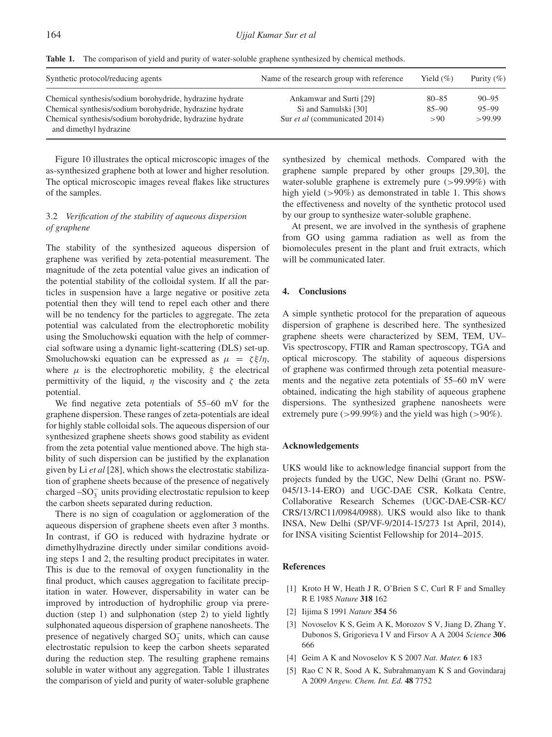**Table 1.** The comparison of yield and purity of water-soluble graphene synthesized by chemical methods.

| Synthetic protocol/reducing agents | Name of the research group with reference | Yield (%) | Purity (%) |
|---|---|---|---|
| Chemical synthesis/sodium borohydride, hydrazine hydrate | Ankamwar and Surti [29] | 80–85 | 90–95 |
| Chemical synthesis/sodium borohydride, hydrazine hydrate | Si and Samulski [30] | 85–90 | 95–99 |
| Chemical synthesis/sodium borohydride, hydrazine hydrate and dimethyl hydrazine | Sur *et al* (communicated 2014) | >90 | >99.99 |

Figure 10 illustrates the optical microscopic images of the as-synthesized graphene both at lower and higher resolution. The optical microscopic images reveal flakes like structures of the samples.

### 3.2 *Verification of the stability of aqueous dispersion of graphene*

The stability of the synthesized aqueous dispersion of graphene was verified by zeta-potential measurement. The magnitude of the zeta potential value gives an indication of the potential stability of the colloidal system. If all the particles in suspension have a large negative or positive zeta potential then they will tend to repel each other and there will be no tendency for the particles to aggregate. The zeta potential was calculated from the electrophoretic mobility using the Smoluchowski equation with the help of commercial software using a dynamic light-scattering (DLS) set-up. Smoluchowski equation can be expressed as $\mu = \zeta\xi/\eta$, where $\mu$ is the electrophoretic mobility, $\xi$ the electrical permittivity of the liquid, $\eta$ the viscosity and $\zeta$ the zeta potential.

We find negative zeta potentials of 55–60 mV for the graphene dispersion. These ranges of zeta-potentials are ideal for highly stable colloidal sols. The aqueous dispersion of our synthesized graphene sheets shows good stability as evident from the zeta potential value mentioned above. The high stability of such dispersion can be justified by the explanation given by Li *et al* [28], which shows the electrostatic stabilization of graphene sheets because of the presence of negatively charged $–SO_3^-$ units providing electrostatic repulsion to keep the carbon sheets separated during reduction.

There is no sign of coagulation or agglomeration of the aqueous dispersion of graphene sheets even after 3 months. In contrast, if GO is reduced with hydrazine hydrate or dimethylhydrazine directly under similar conditions avoiding steps 1 and 2, the resulting product precipitates in water. This is due to the removal of oxygen functionality in the final product, which causes aggregation to facilitate precipitation in water. However, dispersability in water can be improved by introduction of hydrophilic group via prereduction (step 1) and sulphonation (step 2) to yield lightly sulphonated aqueous dispersion of graphene nanosheets. The presence of negatively charged $SO_3^-$ units, which can cause electrostatic repulsion to keep the carbon sheets separated during the reduction step. The resulting graphene remains soluble in water without any aggregation. Table 1 illustrates the comparison of yield and purity of water-soluble graphene synthesized by chemical methods. Compared with the graphene sample prepared by other groups [29,30], the water-soluble graphene is extremely pure (>99.99%) with high yield (>90%) as demonstrated in table 1. This shows the effectiveness and novelty of the synthetic protocol used by our group to synthesize water-soluble graphene.

At present, we are involved in the synthesis of graphene from GO using gamma radiation as well as from the biomolecules present in the plant and fruit extracts, which will be communicated later.

## 4. Conclusions

A simple synthetic protocol for the preparation of aqueous dispersion of graphene is described here. The synthesized graphene sheets were characterized by SEM, TEM, UV–Vis spectroscopy, FTIR and Raman spectroscopy, TGA and optical microscopy. The stability of aqueous dispersions of graphene was confirmed through zeta potential measurements and the negative zeta potentials of 55–60 mV were obtained, indicating the high stability of aqueous graphene dispersions. The synthesized graphene nanosheets were extremely pure (>99.99%) and the yield was high (>90%).

## Acknowledgements

UKS would like to acknowledge financial support from the projects funded by the UGC, New Delhi (Grant no. PSW-045/13-14-ERO) and UGC-DAE CSR, Kolkata Centre, Collaborative Research Schemes (UGC-DAE-CSR-KC/CRS/13/RC11/0984/0988). UKS would also like to thank INSA, New Delhi (SP/VF-9/2014-15/273 1st April, 2014), for INSA visiting Scientist Fellowship for 2014–2015.

## References

[1] Kroto H W, Heath J R, O'Brien S C, Curl R F and Smalley R E 1985 *Nature* **318** 162

[2] Iijima S 1991 *Nature* **354** 56

[3] Novoselov K S, Geim A K, Morozov S V, Jiang D, Zhang Y, Dubonos S, Grigorieva I V and Firsov A A 2004 *Science* **306** 666

[4] Geim A K and Novoselov K S 2007 *Nat. Mater.* **6** 183

[5] Rao C N R, Sood A K, Subrahmanyam K S and Govindaraj A 2009 *Angew. Chem. Int. Ed.* **48** 7752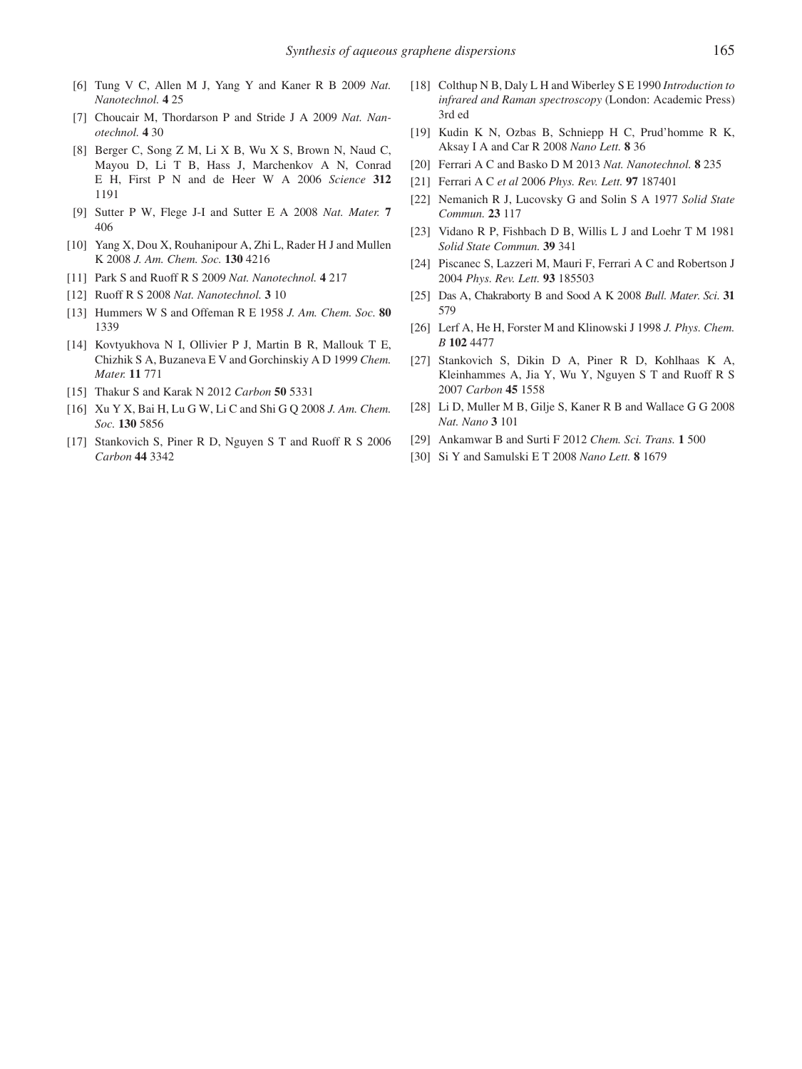[6] Tung V C, Allen M J, Yang Y and Kaner R B 2009 *Nat. Nanotechnol.* **4** 25

[7] Choucair M, Thordarson P and Stride J A 2009 *Nat. Nanotechnol.* **4** 30

[8] Berger C, Song Z M, Li X B, Wu X S, Brown N, Naud C, Mayou D, Li T B, Hass J, Marchenkov A N, Conrad E H, First P N and de Heer W A 2006 *Science* **312** 1191

[9] Sutter P W, Flege J-I and Sutter E A 2008 *Nat. Mater.* **7** 406

[10] Yang X, Dou X, Rouhanipour A, Zhi L, Rader H J and Mullen K 2008 *J. Am. Chem. Soc.* **130** 4216

[11] Park S and Ruoff R S 2009 *Nat. Nanotechnol.* **4** 217

[12] Ruoff R S 2008 *Nat. Nanotechnol.* **3** 10

[13] Hummers W S and Offeman R E 1958 *J. Am. Chem. Soc.* **80** 1339

[14] Kovtyukhova N I, Ollivier P J, Martin B R, Mallouk T E, Chizhik S A, Buzaneva E V and Gorchinskiy A D 1999 *Chem. Mater.* **11** 771

[15] Thakur S and Karak N 2012 *Carbon* **50** 5331

[16] Xu Y X, Bai H, Lu G W, Li C and Shi G Q 2008 *J. Am. Chem. Soc.* **130** 5856

[17] Stankovich S, Piner R D, Nguyen S T and Ruoff R S 2006 *Carbon* **44** 3342

[18] Colthup N B, Daly L H and Wiberley S E 1990 *Introduction to infrared and Raman spectroscopy* (London: Academic Press) 3rd ed

[19] Kudin K N, Ozbas B, Schniepp H C, Prud'homme R K, Aksay I A and Car R 2008 *Nano Lett.* **8** 36

[20] Ferrari A C and Basko D M 2013 *Nat. Nanotechnol.* **8** 235

[21] Ferrari A C *et al* 2006 *Phys. Rev. Lett.* **97** 187401

[22] Nemanich R J, Lucovsky G and Solin S A 1977 *Solid State Commun.* **23** 117

[23] Vidano R P, Fishbach D B, Willis L J and Loehr T M 1981 *Solid State Commun.* **39** 341

[24] Piscanec S, Lazzeri M, Mauri F, Ferrari A C and Robertson J 2004 *Phys. Rev. Lett.* **93** 185503

[25] Das A, Chakraborty B and Sood A K 2008 *Bull. Mater. Sci.* **31** 579

[26] Lerf A, He H, Forster M and Klinowski J 1998 *J. Phys. Chem. B* **102** 4477

[27] Stankovich S, Dikin D A, Piner R D, Kohlhaas K A, Kleinhammes A, Jia Y, Wu Y, Nguyen S T and Ruoff R S 2007 *Carbon* **45** 1558

[28] Li D, Muller M B, Gilje S, Kaner R B and Wallace G G 2008 *Nat. Nano* **3** 101

[29] Ankamwar B and Surti F 2012 *Chem. Sci. Trans.* **1** 500

[30] Si Y and Samulski E T 2008 *Nano Lett.* **8** 1679